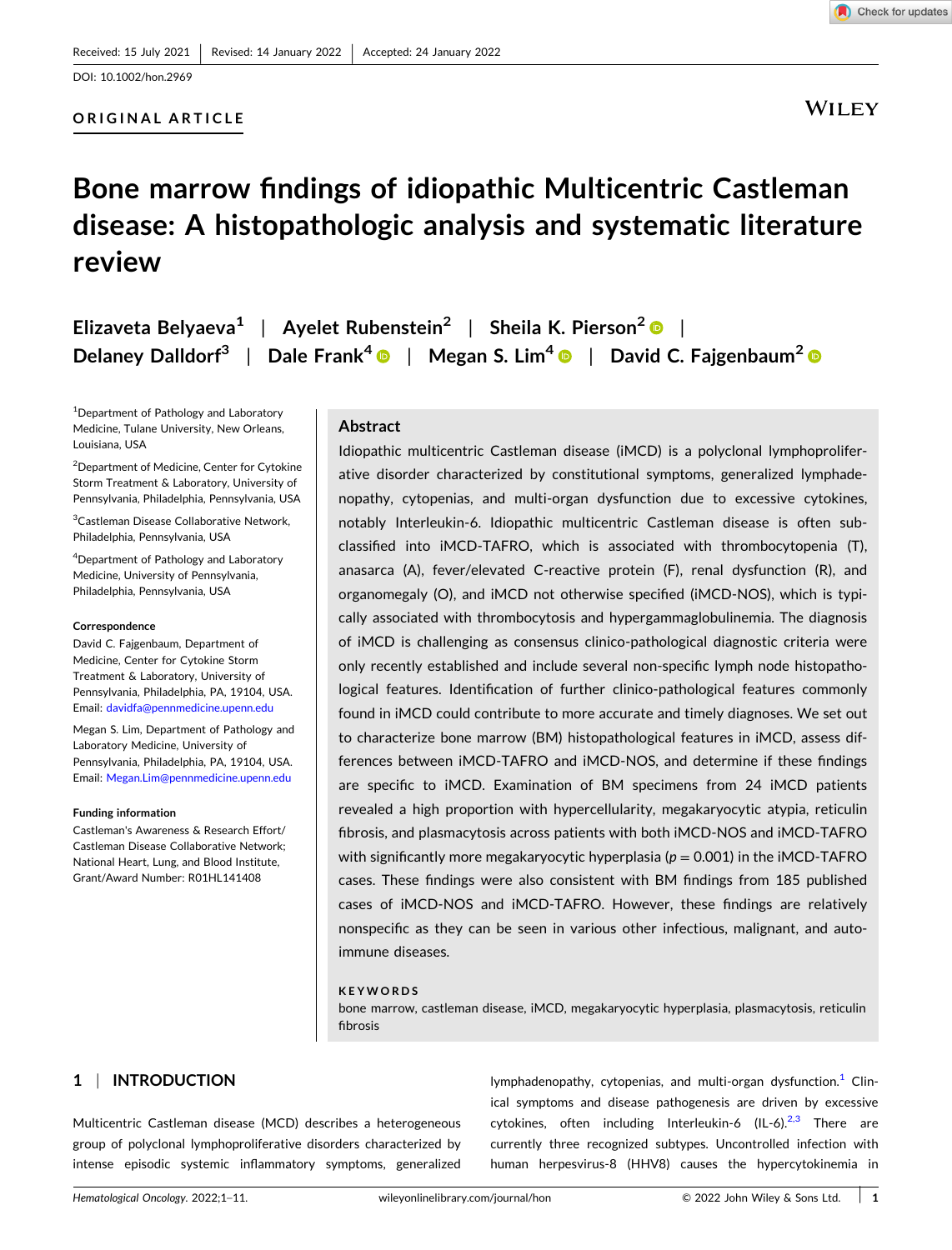Received: 15 July 2021 | Revised: 14 January 2022 | Accepted: 24 January 2022

DOI: 10.1002/hon.2969

ORIGINAL ARTICLE

# Bone marrow findings of idiopathic Multicentric Castleman disease: A histopathologic analysis and systematic literature review

Elizaveta Belyaeva[1] | Ayelet Rubenstein[2] | Sheila K. Pierson[2] | Delaney Dalldorf[3] | Dale Frank[4] | Megan S. Lim[4] | David C. Fajgenbaum[2]

[1]Department of Pathology and Laboratory Medicine, Tulane University, New Orleans, Louisiana, USA

[2]Department of Medicine, Center for Cytokine Storm Treatment & Laboratory, University of Pennsylvania, Philadelphia, Pennsylvania, USA

[3]Castleman Disease Collaborative Network, Philadelphia, Pennsylvania, USA

[4]Department of Pathology and Laboratory Medicine, University of Pennsylvania, Philadelphia, Pennsylvania, USA

**Correspondence**

David C. Fajgenbaum, Department of Medicine, Center for Cytokine Storm Treatment & Laboratory, University of Pennsylvania, Philadelphia, PA, 19104, USA. Email: davidfa@pennmedicine.upenn.edu

Megan S. Lim, Department of Pathology and Laboratory Medicine, University of Pennsylvania, Philadelphia, PA, 19104, USA. Email: Megan.Lim@pennmedicine.upenn.edu

**Funding information**

Castleman's Awareness & Research Effort/Castleman Disease Collaborative Network; National Heart, Lung, and Blood Institute, Grant/Award Number: R01HL141408

## Abstract

Idiopathic multicentric Castleman disease (iMCD) is a polyclonal lymphoproliferative disorder characterized by constitutional symptoms, generalized lymphadenopathy, cytopenias, and multi-organ dysfunction due to excessive cytokines, notably Interleukin-6. Idiopathic multicentric Castleman disease is often subclassified into iMCD-TAFRO, which is associated with thrombocytopenia (T), anasarca (A), fever/elevated C-reactive protein (F), renal dysfunction (R), and organomegaly (O), and iMCD not otherwise specified (iMCD-NOS), which is typically associated with thrombocytosis and hypergammaglobulinemia. The diagnosis of iMCD is challenging as consensus clinico-pathological diagnostic criteria were only recently established and include several non-specific lymph node histopathological features. Identification of further clinico-pathological features commonly found in iMCD could contribute to more accurate and timely diagnoses. We set out to characterize bone marrow (BM) histopathological features in iMCD, assess differences between iMCD-TAFRO and iMCD-NOS, and determine if these findings are specific to iMCD. Examination of BM specimens from 24 iMCD patients revealed a high proportion with hypercellularity, megakaryocytic atypia, reticulin fibrosis, and plasmacytosis across patients with both iMCD-NOS and iMCD-TAFRO with significantly more megakaryocytic hyperplasia ($p = 0.001$) in the iMCD-TAFRO cases. These findings were also consistent with BM findings from 185 published cases of iMCD-NOS and iMCD-TAFRO. However, these findings are relatively nonspecific as they can be seen in various other infectious, malignant, and autoimmune diseases.

**KEYWORDS**

bone marrow, castleman disease, iMCD, megakaryocytic hyperplasia, plasmacytosis, reticulin fibrosis

## 1 | INTRODUCTION

Multicentric Castleman disease (MCD) describes a heterogeneous group of polyclonal lymphoproliferative disorders characterized by intense episodic systemic inflammatory symptoms, generalized lymphadenopathy, cytopenias, and multi-organ dysfunction.[1] Clinical symptoms and disease pathogenesis are driven by excessive cytokines, often including Interleukin-6 (IL-6).[2,3] There are currently three recognized subtypes. Uncontrolled infection with human herpesvirus-8 (HHV8) causes the hypercytokinemia in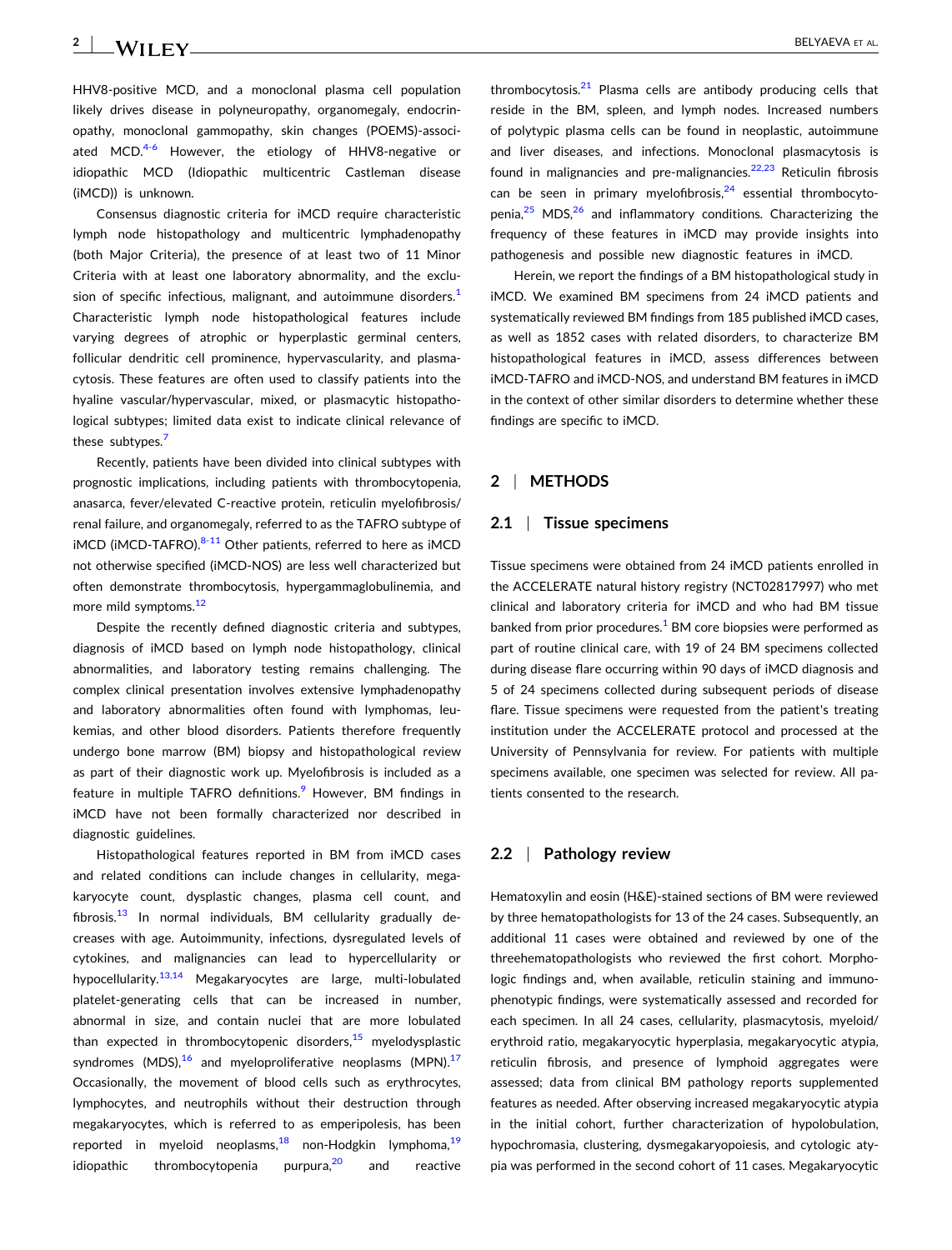HHV8-positive MCD, and a monoclonal plasma cell population likely drives disease in polyneuropathy, organomegaly, endocrinopathy, monoclonal gammopathy, skin changes (POEMS)-associated MCD.[4-6] However, the etiology of HHV8-negative or idiopathic MCD (Idiopathic multicentric Castleman disease (iMCD)) is unknown.

Consensus diagnostic criteria for iMCD require characteristic lymph node histopathology and multicentric lymphadenopathy (both Major Criteria), the presence of at least two of 11 Minor Criteria with at least one laboratory abnormality, and the exclusion of specific infectious, malignant, and autoimmune disorders.[1] Characteristic lymph node histopathological features include varying degrees of atrophic or hyperplastic germinal centers, follicular dendritic cell prominence, hypervascularity, and plasmacytosis. These features are often used to classify patients into the hyaline vascular/hypervascular, mixed, or plasmacytic histopathological subtypes; limited data exist to indicate clinical relevance of these subtypes.[7]

Recently, patients have been divided into clinical subtypes with prognostic implications, including patients with thrombocytopenia, anasarca, fever/elevated C-reactive protein, reticulin myelofibrosis/renal failure, and organomegaly, referred to as the TAFRO subtype of iMCD (iMCD-TAFRO).[8-11] Other patients, referred to here as iMCD not otherwise specified (iMCD-NOS) are less well characterized but often demonstrate thrombocytosis, hypergammaglobulinemia, and more mild symptoms.[12]

Despite the recently defined diagnostic criteria and subtypes, diagnosis of iMCD based on lymph node histopathology, clinical abnormalities, and laboratory testing remains challenging. The complex clinical presentation involves extensive lymphadenopathy and laboratory abnormalities often found with lymphomas, leukemias, and other blood disorders. Patients therefore frequently undergo bone marrow (BM) biopsy and histopathological review as part of their diagnostic work up. Myelofibrosis is included as a feature in multiple TAFRO definitions.[9] However, BM findings in iMCD have not been formally characterized nor described in diagnostic guidelines.

Histopathological features reported in BM from iMCD cases and related conditions can include changes in cellularity, megakaryocyte count, dysplastic changes, plasma cell count, and fibrosis.[13] In normal individuals, BM cellularity gradually decreases with age. Autoimmunity, infections, dysregulated levels of cytokines, and malignancies can lead to hypercellularity or hypocellularity.[13,14] Megakaryocytes are large, multi-lobulated platelet-generating cells that can be increased in number, abnormal in size, and contain nuclei that are more lobulated than expected in thrombocytopenic disorders,[15] myelodysplastic syndromes (MDS),[16] and myeloproliferative neoplasms (MPN).[17] Occasionally, the movement of blood cells such as erythrocytes, lymphocytes, and neutrophils without their destruction through megakaryocytes, which is referred to as emperipolesis, has been reported in myeloid neoplasms,[18] non-Hodgkin lymphoma,[19] idiopathic thrombocytopenia purpura,[20] and reactive thrombocytosis.[21] Plasma cells are antibody producing cells that reside in the BM, spleen, and lymph nodes. Increased numbers of polytypic plasma cells can be found in neoplastic, autoimmune and liver diseases, and infections. Monoclonal plasmacytosis is found in malignancies and pre-malignancies.[22,23] Reticulin fibrosis can be seen in primary myelofibrosis,[24] essential thrombocytopenia,[25] MDS,[26] and inflammatory conditions. Characterizing the frequency of these features in iMCD may provide insights into pathogenesis and possible new diagnostic features in iMCD.

Herein, we report the findings of a BM histopathological study in iMCD. We examined BM specimens from 24 iMCD patients and systematically reviewed BM findings from 185 published iMCD cases, as well as 1852 cases with related disorders, to characterize BM histopathological features in iMCD, assess differences between iMCD-TAFRO and iMCD-NOS, and understand BM features in iMCD in the context of other similar disorders to determine whether these findings are specific to iMCD.

## 2 | METHODS

### 2.1 | Tissue specimens

Tissue specimens were obtained from 24 iMCD patients enrolled in the ACCELERATE natural history registry (NCT02817997) who met clinical and laboratory criteria for iMCD and who had BM tissue banked from prior procedures.[1] BM core biopsies were performed as part of routine clinical care, with 19 of 24 BM specimens collected during disease flare occurring within 90 days of iMCD diagnosis and 5 of 24 specimens collected during subsequent periods of disease flare. Tissue specimens were requested from the patient's treating institution under the ACCELERATE protocol and processed at the University of Pennsylvania for review. For patients with multiple specimens available, one specimen was selected for review. All patients consented to the research.

### 2.2 | Pathology review

Hematoxylin and eosin (H&E)-stained sections of BM were reviewed by three hematopathologists for 13 of the 24 cases. Subsequently, an additional 11 cases were obtained and reviewed by one of the threehematopathologists who reviewed the first cohort. Morphologic findings and, when available, reticulin staining and immunophenotypic findings, were systematically assessed and recorded for each specimen. In all 24 cases, cellularity, plasmacytosis, myeloid/erythroid ratio, megakaryocytic hyperplasia, megakaryocytic atypia, reticulin fibrosis, and presence of lymphoid aggregates were assessed; data from clinical BM pathology reports supplemented features as needed. After observing increased megakaryocytic atypia in the initial cohort, further characterization of hypolobulation, hypochromasia, clustering, dysmegakaryopoiesis, and cytologic atypia was performed in the second cohort of 11 cases. Megakaryocytic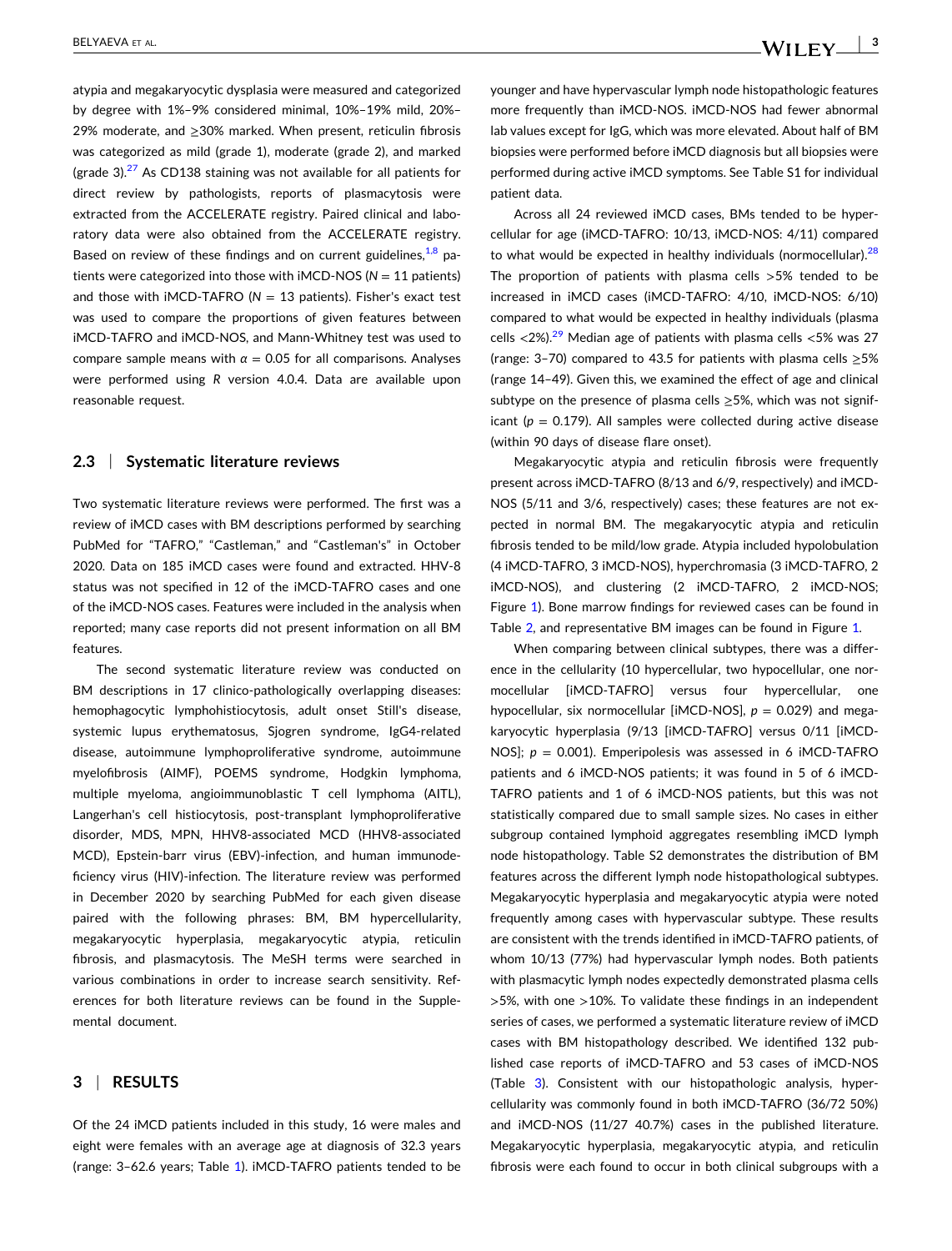atypia and megakaryocytic dysplasia were measured and categorized by degree with 1%–9% considered minimal, 10%–19% mild, 20%–29% moderate, and ≥30% marked. When present, reticulin fibrosis was categorized as mild (grade 1), moderate (grade 2), and marked (grade 3).[27] As CD138 staining was not available for all patients for direct review by pathologists, reports of plasmacytosis were extracted from the ACCELERATE registry. Paired clinical and laboratory data were also obtained from the ACCELERATE registry. Based on review of these findings and on current guidelines,[1,8] patients were categorized into those with iMCD-NOS ($N = 11$ patients) and those with iMCD-TAFRO ($N = 13$ patients). Fisher's exact test was used to compare the proportions of given features between iMCD-TAFRO and iMCD-NOS, and Mann-Whitney test was used to compare sample means with $\alpha = 0.05$ for all comparisons. Analyses were performed using R version 4.0.4. Data are available upon reasonable request.

### 2.3 | Systematic literature reviews

Two systematic literature reviews were performed. The first was a review of iMCD cases with BM descriptions performed by searching PubMed for "TAFRO," "Castleman," and "Castleman's" in October 2020. Data on 185 iMCD cases were found and extracted. HHV-8 status was not specified in 12 of the iMCD-TAFRO cases and one of the iMCD-NOS cases. Features were included in the analysis when reported; many case reports did not present information on all BM features.

The second systematic literature review was conducted on BM descriptions in 17 clinico-pathologically overlapping diseases: hemophagocytic lymphohistiocytosis, adult onset Still's disease, systemic lupus erythematosus, Sjogren syndrome, IgG4-related disease, autoimmune lymphoproliferative syndrome, autoimmune myelofibrosis (AIMF), POEMS syndrome, Hodgkin lymphoma, multiple myeloma, angioimmunoblastic T cell lymphoma (AITL), Langerhan's cell histiocytosis, post-transplant lymphoproliferative disorder, MDS, MPN, HHV8-associated MCD (HHV8-associated MCD), Epstein-barr virus (EBV)-infection, and human immunodeficiency virus (HIV)-infection. The literature review was performed in December 2020 by searching PubMed for each given disease paired with the following phrases: BM, BM hypercellularity, megakaryocytic hyperplasia, megakaryocytic atypia, reticulin fibrosis, and plasmacytosis. The MeSH terms were searched in various combinations in order to increase search sensitivity. References for both literature reviews can be found in the Supplemental document.

## 3 | RESULTS

Of the 24 iMCD patients included in this study, 16 were males and eight were females with an average age at diagnosis of 32.3 years (range: 3–62.6 years; Table 1). iMCD-TAFRO patients tended to be younger and have hypervascular lymph node histopathologic features more frequently than iMCD-NOS. iMCD-NOS had fewer abnormal lab values except for IgG, which was more elevated. About half of BM biopsies were performed before iMCD diagnosis but all biopsies were performed during active iMCD symptoms. See Table S1 for individual patient data.

Across all 24 reviewed iMCD cases, BMs tended to be hypercellular for age (iMCD-TAFRO: 10/13, iMCD-NOS: 4/11) compared to what would be expected in healthy individuals (normocellular).[28] The proportion of patients with plasma cells >5% tended to be increased in iMCD cases (iMCD-TAFRO: 4/10, iMCD-NOS: 6/10) compared to what would be expected in healthy individuals (plasma cells <2%).[29] Median age of patients with plasma cells <5% was 27 (range: 3–70) compared to 43.5 for patients with plasma cells ≥5% (range 14–49). Given this, we examined the effect of age and clinical subtype on the presence of plasma cells ≥5%, which was not significant ($p = 0.179$). All samples were collected during active disease (within 90 days of disease flare onset).

Megakaryocytic atypia and reticulin fibrosis were frequently present across iMCD-TAFRO (8/13 and 6/9, respectively) and iMCD-NOS (5/11 and 3/6, respectively) cases; these features are not expected in normal BM. The megakaryocytic atypia and reticulin fibrosis tended to be mild/low grade. Atypia included hypolobulation (4 iMCD-TAFRO, 3 iMCD-NOS), hyperchromasia (3 iMCD-TAFRO, 2 iMCD-NOS), and clustering (2 iMCD-TAFRO, 2 iMCD-NOS; Figure 1). Bone marrow findings for reviewed cases can be found in Table 2, and representative BM images can be found in Figure 1.

When comparing between clinical subtypes, there was a difference in the cellularity (10 hypercellular, two hypocellular, one normocellular [iMCD-TAFRO] versus four hypercellular, one hypocellular, six normocellular [iMCD-NOS], $p = 0.029$) and megakaryocytic hyperplasia (9/13 [iMCD-TAFRO] versus 0/11 [iMCD-NOS]; $p = 0.001$). Emperipolesis was assessed in 6 iMCD-TAFRO patients and 6 iMCD-NOS patients; it was found in 5 of 6 iMCD-TAFRO patients and 1 of 6 iMCD-NOS patients, but this was not statistically compared due to small sample sizes. No cases in either subgroup contained lymphoid aggregates resembling iMCD lymph node histopathology. Table S2 demonstrates the distribution of BM features across the different lymph node histopathological subtypes. Megakaryocytic hyperplasia and megakaryocytic atypia were noted frequently among cases with hypervascular subtype. These results are consistent with the trends identified in iMCD-TAFRO patients, of whom 10/13 (77%) had hypervascular lymph nodes. Both patients with plasmacytic lymph nodes expectedly demonstrated plasma cells >5%, with one >10%. To validate these findings in an independent series of cases, we performed a systematic literature review of iMCD cases with BM histopathology described. We identified 132 published case reports of iMCD-TAFRO and 53 cases of iMCD-NOS (Table 3). Consistent with our histopathologic analysis, hypercellularity was commonly found in both iMCD-TAFRO (36/72 50%) and iMCD-NOS (11/27 40.7%) cases in the published literature. Megakaryocytic hyperplasia, megakaryocytic atypia, and reticulin fibrosis were each found to occur in both clinical subgroups with a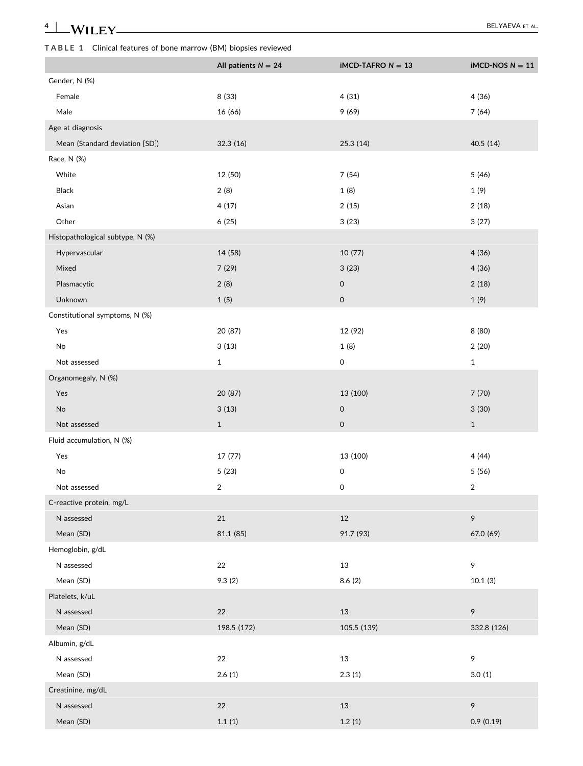**TABLE 1** Clinical features of bone marrow (BM) biopsies reviewed

| | All patients *N* = 24 | iMCD-TAFRO *N* = 13 | iMCD-NOS *N* = 11 |
|---|---|---|---|
| Gender, N (%) | | | |
| Female | 8 (33) | 4 (31) | 4 (36) |
| Male | 16 (66) | 9 (69) | 7 (64) |
| Age at diagnosis | | | |
| Mean (Standard deviation [SD]) | 32.3 (16) | 25.3 (14) | 40.5 (14) |
| Race, N (%) | | | |
| White | 12 (50) | 7 (54) | 5 (46) |
| Black | 2 (8) | 1 (8) | 1 (9) |
| Asian | 4 (17) | 2 (15) | 2 (18) |
| Other | 6 (25) | 3 (23) | 3 (27) |
| Histopathological subtype, N (%) | | | |
| Hypervascular | 14 (58) | 10 (77) | 4 (36) |
| Mixed | 7 (29) | 3 (23) | 4 (36) |
| Plasmacytic | 2 (8) | 0 | 2 (18) |
| Unknown | 1 (5) | 0 | 1 (9) |
| Constitutional symptoms, N (%) | | | |
| Yes | 20 (87) | 12 (92) | 8 (80) |
| No | 3 (13) | 1 (8) | 2 (20) |
| Not assessed | 1 | 0 | 1 |
| Organomegaly, N (%) | | | |
| Yes | 20 (87) | 13 (100) | 7 (70) |
| No | 3 (13) | 0 | 3 (30) |
| Not assessed | 1 | 0 | 1 |
| Fluid accumulation, N (%) | | | |
| Yes | 17 (77) | 13 (100) | 4 (44) |
| No | 5 (23) | 0 | 5 (56) |
| Not assessed | 2 | 0 | 2 |
| C-reactive protein, mg/L | | | |
| N assessed | 21 | 12 | 9 |
| Mean (SD) | 81.1 (85) | 91.7 (93) | 67.0 (69) |
| Hemoglobin, g/dL | | | |
| N assessed | 22 | 13 | 9 |
| Mean (SD) | 9.3 (2) | 8.6 (2) | 10.1 (3) |
| Platelets, k/uL | | | |
| N assessed | 22 | 13 | 9 |
| Mean (SD) | 198.5 (172) | 105.5 (139) | 332.8 (126) |
| Albumin, g/dL | | | |
| N assessed | 22 | 13 | 9 |
| Mean (SD) | 2.6 (1) | 2.3 (1) | 3.0 (1) |
| Creatinine, mg/dL | | | |
| N assessed | 22 | 13 | 9 |
| Mean (SD) | 1.1 (1) | 1.2 (1) | 0.9 (0.19) |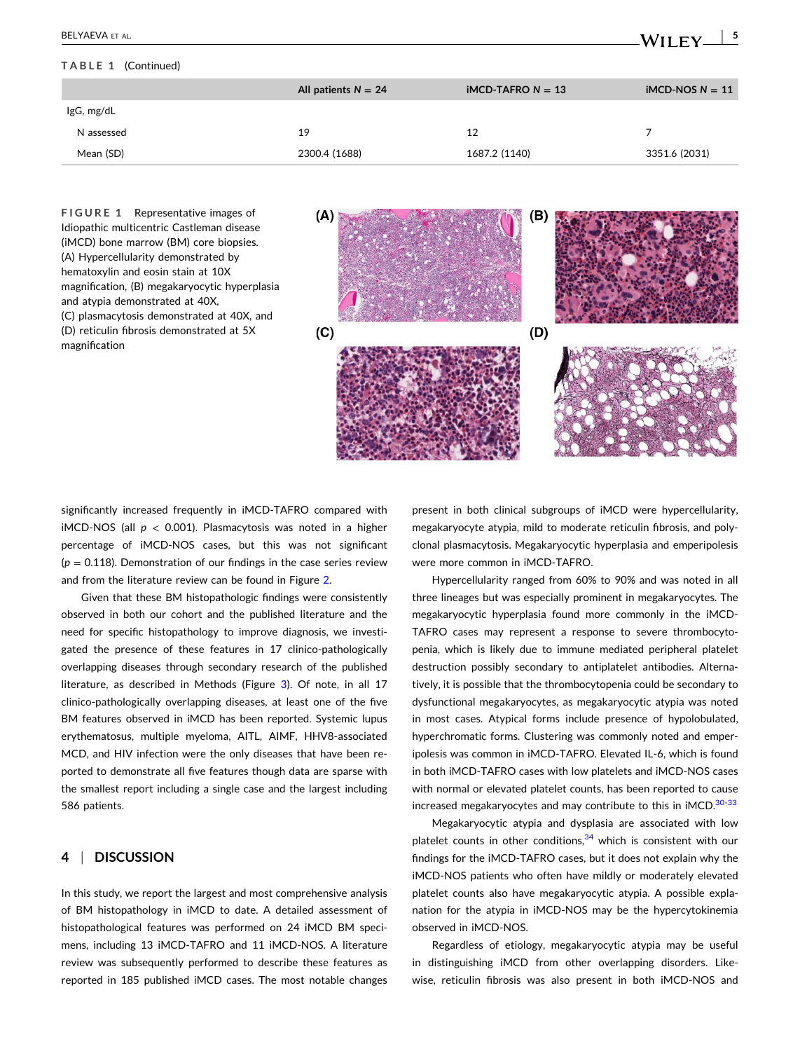**TABLE 1** (Continued)

| | All patients $N = 24$ | iMCD-TAFRO $N = 13$ | iMCD-NOS $N = 11$ |
|---|---|---|---|
| IgG, mg/dL | | | |
| N assessed | 19 | 12 | 7 |
| Mean (SD) | 2300.4 (1688) | 1687.2 (1140) | 3351.6 (2031) |

**FIGURE 1** Representative images of Idiopathic multicentric Castleman disease (iMCD) bone marrow (BM) core biopsies. (A) Hypercellularity demonstrated by hematoxylin and eosin stain at 10X magnification, (B) megakaryocytic hyperplasia and atypia demonstrated at 40X, (C) plasmacytosis demonstrated at 40X, and (D) reticulin fibrosis demonstrated at 5X magnification

significantly increased frequently in iMCD-TAFRO compared with iMCD-NOS (all $p < 0.001$). Plasmacytosis was noted in a higher percentage of iMCD-NOS cases, but this was not significant ($p = 0.118$). Demonstration of our findings in the case series review and from the literature review can be found in Figure 2.

Given that these BM histopathologic findings were consistently observed in both our cohort and the published literature and the need for specific histopathology to improve diagnosis, we investigated the presence of these features in 17 clinico-pathologically overlapping diseases through secondary research of the published literature, as described in Methods (Figure 3). Of note, in all 17 clinico-pathologically overlapping diseases, at least one of the five BM features observed in iMCD has been reported. Systemic lupus erythematosus, multiple myeloma, AITL, AIMF, HHV8-associated MCD, and HIV infection were the only diseases that have been reported to demonstrate all five features though data are sparse with the smallest report including a single case and the largest including 586 patients.

## 4 | DISCUSSION

In this study, we report the largest and most comprehensive analysis of BM histopathology in iMCD to date. A detailed assessment of histopathological features was performed on 24 iMCD BM specimens, including 13 iMCD-TAFRO and 11 iMCD-NOS. A literature review was subsequently performed to describe these features as reported in 185 published iMCD cases. The most notable changes present in both clinical subgroups of iMCD were hypercellularity, megakaryocyte atypia, mild to moderate reticulin fibrosis, and polyclonal plasmacytosis. Megakaryocytic hyperplasia and emperipolesis were more common in iMCD-TAFRO.

Hypercellularity ranged from 60% to 90% and was noted in all three lineages but was especially prominent in megakaryocytes. The megakaryocytic hyperplasia found more commonly in the iMCD-TAFRO cases may represent a response to severe thrombocytopenia, which is likely due to immune mediated peripheral platelet destruction possibly secondary to antiplatelet antibodies. Alternatively, it is possible that the thrombocytopenia could be secondary to dysfunctional megakaryocytes, as megakaryocytic atypia was noted in most cases. Atypical forms include presence of hypolobulated, hyperchromatic forms. Clustering was commonly noted and emperipolesis was common in iMCD-TAFRO. Elevated IL-6, which is found in both iMCD-TAFRO cases with low platelets and iMCD-NOS cases with normal or elevated platelet counts, has been reported to cause increased megakaryocytes and may contribute to this in iMCD.[30-33]

Megakaryocytic atypia and dysplasia are associated with low platelet counts in other conditions,[34] which is consistent with our findings for the iMCD-TAFRO cases, but it does not explain why the iMCD-NOS patients who often have mildly or moderately elevated platelet counts also have megakaryocytic atypia. A possible explanation for the atypia in iMCD-NOS may be the hypercytokinemia observed in iMCD-NOS.

Regardless of etiology, megakaryocytic atypia may be useful in distinguishing iMCD from other overlapping disorders. Likewise, reticulin fibrosis was also present in both iMCD-NOS and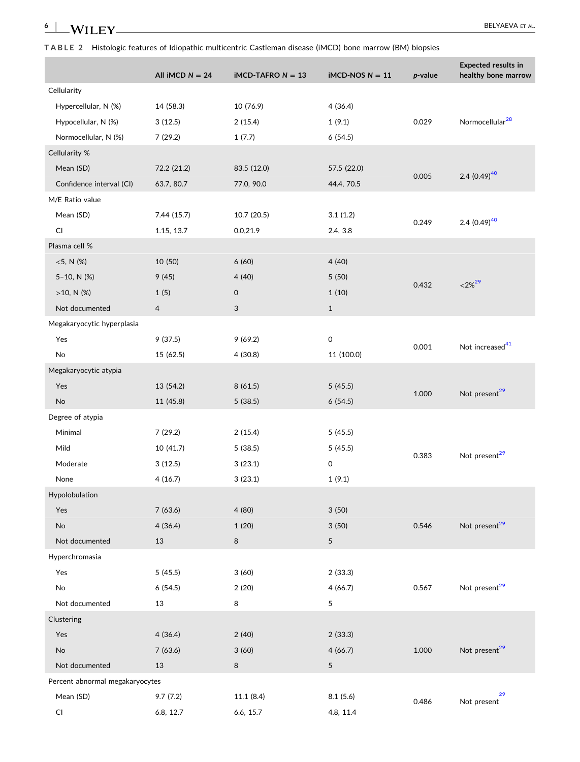**TABLE 2** Histologic features of Idiopathic multicentric Castleman disease (iMCD) bone marrow (BM) biopsies

| | All iMCD N = 24 | iMCD-TAFRO N = 13 | iMCD-NOS N = 11 | *p*-value | Expected results in healthy bone marrow |
|---|---|---|---|---|---|
| Cellularity | | | | | |
| Hypercellular, N (%) | 14 (58.3) | 10 (76.9) | 4 (36.4) | | |
| Hypocellular, N (%) | 3 (12.5) | 2 (15.4) | 1 (9.1) | 0.029 | Normocellular[28] |
| Normocellular, N (%) | 7 (29.2) | 1 (7.7) | 6 (54.5) | | |
| Cellularity % | | | | | |
| Mean (SD) | 72.2 (21.2) | 83.5 (12.0) | 57.5 (22.0) | 0.005 | 2.4 (0.49)[40] |
| Confidence interval (CI) | 63.7, 80.7 | 77.0, 90.0 | 44.4, 70.5 | | |
| M/E Ratio value | | | | | |
| Mean (SD) | 7.44 (15.7) | 10.7 (20.5) | 3.1 (1.2) | 0.249 | 2.4 (0.49)[40] |
| CI | 1.15, 13.7 | 0.0,21.9 | 2.4, 3.8 | | |
| Plasma cell % | | | | | |
| <5, N (%) | 10 (50) | 6 (60) | 4 (40) | | |
| 5–10, N (%) | 9 (45) | 4 (40) | 5 (50) | 0.432 | <2%[29] |
| >10, N (%) | 1 (5) | 0 | 1 (10) | | |
| Not documented | 4 | 3 | 1 | | |
| Megakaryocytic hyperplasia | | | | | |
| Yes | 9 (37.5) | 9 (69.2) | 0 | 0.001 | Not increased[41] |
| No | 15 (62.5) | 4 (30.8) | 11 (100.0) | | |
| Megakaryocytic atypia | | | | | |
| Yes | 13 (54.2) | 8 (61.5) | 5 (45.5) | 1.000 | Not present[29] |
| No | 11 (45.8) | 5 (38.5) | 6 (54.5) | | |
| Degree of atypia | | | | | |
| Minimal | 7 (29.2) | 2 (15.4) | 5 (45.5) | | |
| Mild | 10 (41.7) | 5 (38.5) | 5 (45.5) | 0.383 | Not present[29] |
| Moderate | 3 (12.5) | 3 (23.1) | 0 | | |
| None | 4 (16.7) | 3 (23.1) | 1 (9.1) | | |
| Hypolobulation | | | | | |
| Yes | 7 (63.6) | 4 (80) | 3 (50) | | |
| No | 4 (36.4) | 1 (20) | 3 (50) | 0.546 | Not present[29] |
| Not documented | 13 | 8 | 5 | | |
| Hyperchromasia | | | | | |
| Yes | 5 (45.5) | 3 (60) | 2 (33.3) | | |
| No | 6 (54.5) | 2 (20) | 4 (66.7) | 0.567 | Not present[29] |
| Not documented | 13 | 8 | 5 | | |
| Clustering | | | | | |
| Yes | 4 (36.4) | 2 (40) | 2 (33.3) | | |
| No | 7 (63.6) | 3 (60) | 4 (66.7) | 1.000 | Not present[29] |
| Not documented | 13 | 8 | 5 | | |
| Percent abnormal megakaryocytes | | | | | |
| Mean (SD) | 9.7 (7.2) | 11.1 (8.4) | 8.1 (5.6) | 0.486 | Not present[29] |
| CI | 6.8, 12.7 | 6.6, 15.7 | 4.8, 11.4 | | |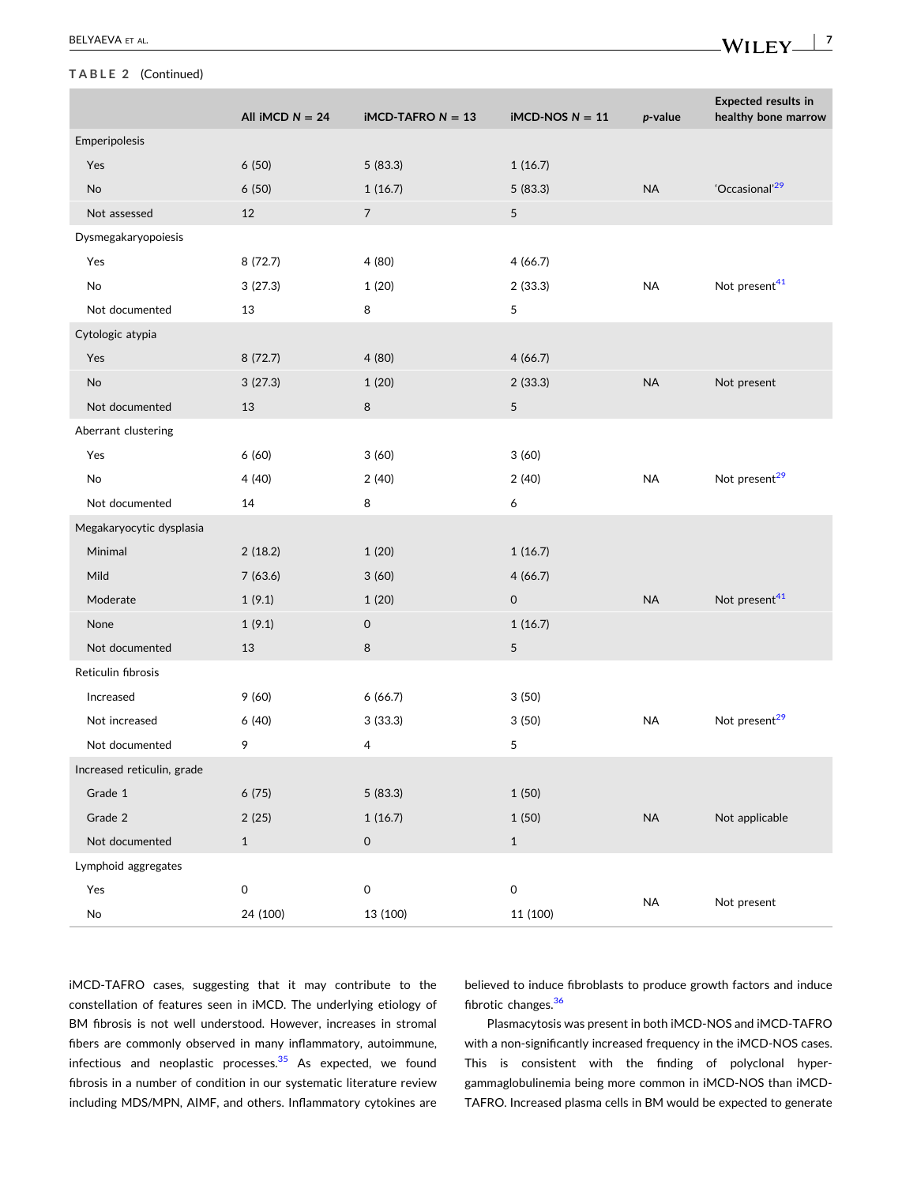**TABLE 2** (Continued)

| | All iMCD *N* = 24 | iMCD-TAFRO *N* = 13 | iMCD-NOS *N* = 11 | *p*-value | Expected results in healthy bone marrow |
|---|---|---|---|---|---|
| Emperipolesis | | | | | |
| Yes | 6 (50) | 5 (83.3) | 1 (16.7) | | |
| No | 6 (50) | 1 (16.7) | 5 (83.3) | NA | 'Occasional'[29] |
| Not assessed | 12 | 7 | 5 | | |
| Dysmegakaryopoiesis | | | | | |
| Yes | 8 (72.7) | 4 (80) | 4 (66.7) | | |
| No | 3 (27.3) | 1 (20) | 2 (33.3) | NA | Not present[41] |
| Not documented | 13 | 8 | 5 | | |
| Cytologic atypia | | | | | |
| Yes | 8 (72.7) | 4 (80) | 4 (66.7) | | |
| No | 3 (27.3) | 1 (20) | 2 (33.3) | NA | Not present |
| Not documented | 13 | 8 | 5 | | |
| Aberrant clustering | | | | | |
| Yes | 6 (60) | 3 (60) | 3 (60) | | |
| No | 4 (40) | 2 (40) | 2 (40) | NA | Not present[29] |
| Not documented | 14 | 8 | 6 | | |
| Megakaryocytic dysplasia | | | | | |
| Minimal | 2 (18.2) | 1 (20) | 1 (16.7) | | |
| Mild | 7 (63.6) | 3 (60) | 4 (66.7) | | |
| Moderate | 1 (9.1) | 1 (20) | 0 | NA | Not present[41] |
| None | 1 (9.1) | 0 | 1 (16.7) | | |
| Not documented | 13 | 8 | 5 | | |
| Reticulin fibrosis | | | | | |
| Increased | 9 (60) | 6 (66.7) | 3 (50) | | |
| Not increased | 6 (40) | 3 (33.3) | 3 (50) | NA | Not present[29] |
| Not documented | 9 | 4 | 5 | | |
| Increased reticulin, grade | | | | | |
| Grade 1 | 6 (75) | 5 (83.3) | 1 (50) | | |
| Grade 2 | 2 (25) | 1 (16.7) | 1 (50) | NA | Not applicable |
| Not documented | 1 | 0 | 1 | | |
| Lymphoid aggregates | | | | | |
| Yes | 0 | 0 | 0 | NA | Not present |
| No | 24 (100) | 13 (100) | 11 (100) | | |

iMCD-TAFRO cases, suggesting that it may contribute to the constellation of features seen in iMCD. The underlying etiology of BM fibrosis is not well understood. However, increases in stromal fibers are commonly observed in many inflammatory, autoimmune, infectious and neoplastic processes.[35] As expected, we found fibrosis in a number of condition in our systematic literature review including MDS/MPN, AIMF, and others. Inflammatory cytokines are believed to induce fibroblasts to produce growth factors and induce fibrotic changes.[36]

Plasmacytosis was present in both iMCD-NOS and iMCD-TAFRO with a non-significantly increased frequency in the iMCD-NOS cases. This is consistent with the finding of polyclonal hypergammaglobulinemia being more common in iMCD-NOS than iMCD-TAFRO. Increased plasma cells in BM would be expected to generate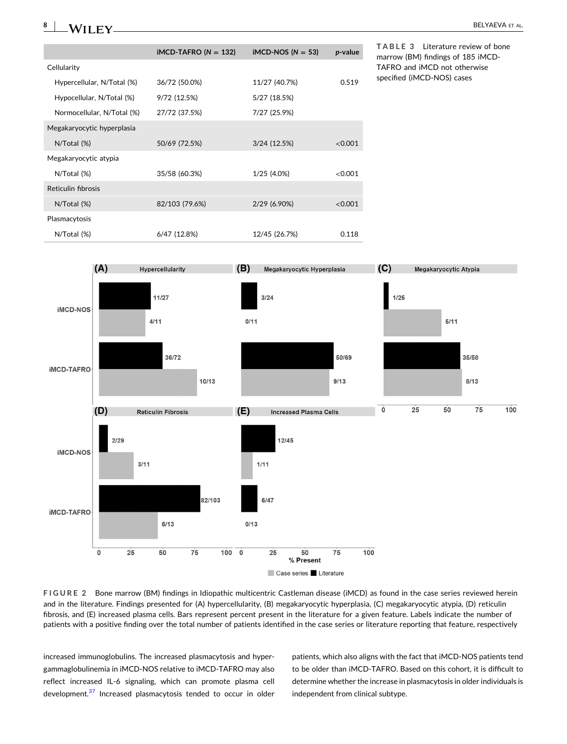**TABLE 3** Literature review of bone marrow (BM) findings of 185 iMCD-TAFRO and iMCD not otherwise specified (iMCD-NOS) cases

| | iMCD-TAFRO (N = 132) | iMCD-NOS (N = 53) | *p*-value |
|---|---|---|---|
| Cellularity | | | |
| Hypercellular, N/Total (%) | 36/72 (50.0%) | 11/27 (40.7%) | 0.519 |
| Hypocellular, N/Total (%) | 9/72 (12.5%) | 5/27 (18.5%) | |
| Normocellular, N/Total (%) | 27/72 (37.5%) | 7/27 (25.9%) | |
| Megakaryocytic hyperplasia | | | |
| N/Total (%) | 50/69 (72.5%) | 3/24 (12.5%) | <0.001 |
| Megakaryocytic atypia | | | |
| N/Total (%) | 35/58 (60.3%) | 1/25 (4.0%) | <0.001 |
| Reticulin fibrosis | | | |
| N/Total (%) | 82/103 (79.6%) | 2/29 (6.90%) | <0.001 |
| Plasmacytosis | | | |
| N/Total (%) | 6/47 (12.8%) | 12/45 (26.7%) | 0.118 |

**FIGURE 2** Bone marrow (BM) findings in Idiopathic multicentric Castleman disease (iMCD) as found in the case series reviewed herein and in the literature. Findings presented for (A) hypercellularity, (B) megakaryocytic hyperplasia, (C) megakaryocytic atypia, (D) reticulin fibrosis, and (E) increased plasma cells. Bars represent percent present in the literature for a given feature. Labels indicate the number of patients with a positive finding over the total number of patients identified in the case series or literature reporting that feature, respectively

increased immunoglobulins. The increased plasmacytosis and hypergammaglobulinemia in iMCD-NOS relative to iMCD-TAFRO may also reflect increased IL-6 signaling, which can promote plasma cell development.[37] Increased plasmacytosis tended to occur in older patients, which also aligns with the fact that iMCD-NOS patients tend to be older than iMCD-TAFRO. Based on this cohort, it is difficult to determine whether the increase in plasmacytosis in older individuals is independent from clinical subtype.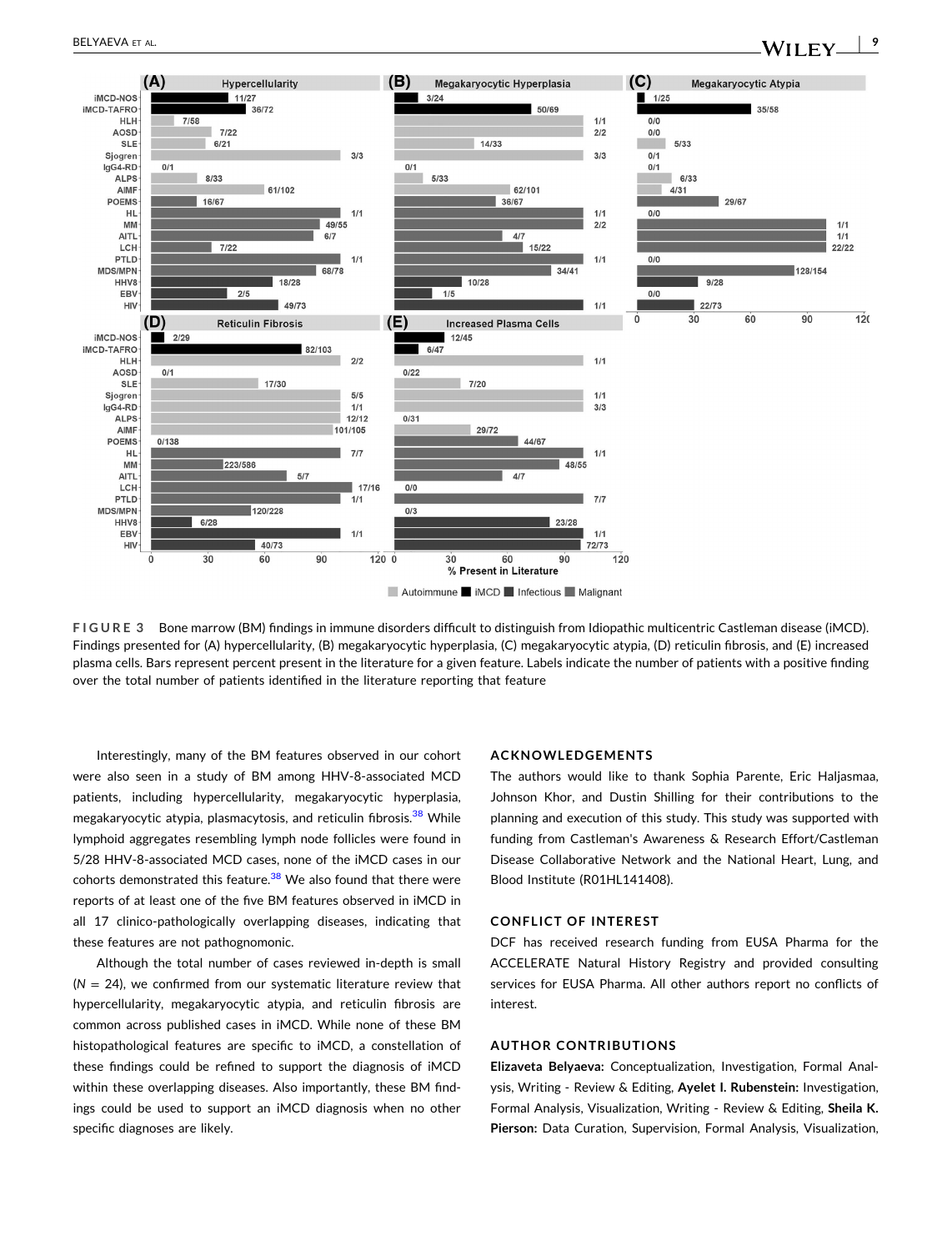FIGURE 3 Bone marrow (BM) findings in immune disorders difficult to distinguish from Idiopathic multicentric Castleman disease (iMCD). Findings presented for (A) hypercellularity, (B) megakaryocytic hyperplasia, (C) megakaryocytic atypia, (D) reticulin fibrosis, and (E) increased plasma cells. Bars represent percent present in the literature for a given feature. Labels indicate the number of patients with a positive finding over the total number of patients identified in the literature reporting that feature

Interestingly, many of the BM features observed in our cohort were also seen in a study of BM among HHV-8-associated MCD patients, including hypercellularity, megakaryocytic hyperplasia, megakaryocytic atypia, plasmacytosis, and reticulin fibrosis.[38] While lymphoid aggregates resembling lymph node follicles were found in 5/28 HHV-8-associated MCD cases, none of the iMCD cases in our cohorts demonstrated this feature.[38] We also found that there were reports of at least one of the five BM features observed in iMCD in all 17 clinico-pathologically overlapping diseases, indicating that these features are not pathognomonic.

Although the total number of cases reviewed in-depth is small ($N = 24$), we confirmed from our systematic literature review that hypercellularity, megakaryocytic atypia, and reticulin fibrosis are common across published cases in iMCD. While none of these BM histopathological features are specific to iMCD, a constellation of these findings could be refined to support the diagnosis of iMCD within these overlapping diseases. Also importantly, these BM findings could be used to support an iMCD diagnosis when no other specific diagnoses are likely.

## ACKNOWLEDGEMENTS

The authors would like to thank Sophia Parente, Eric Haljasmaa, Johnson Khor, and Dustin Shilling for their contributions to the planning and execution of this study. This study was supported with funding from Castleman's Awareness & Research Effort/Castleman Disease Collaborative Network and the National Heart, Lung, and Blood Institute (R01HL141408).

## CONFLICT OF INTEREST

DCF has received research funding from EUSA Pharma for the ACCELERATE Natural History Registry and provided consulting services for EUSA Pharma. All other authors report no conflicts of interest.

## AUTHOR CONTRIBUTIONS

**Elizaveta Belyaeva:** Conceptualization, Investigation, Formal Analysis, Writing - Review & Editing, **Ayelet I. Rubenstein:** Investigation, Formal Analysis, Visualization, Writing - Review & Editing, **Sheila K. Pierson:** Data Curation, Supervision, Formal Analysis, Visualization,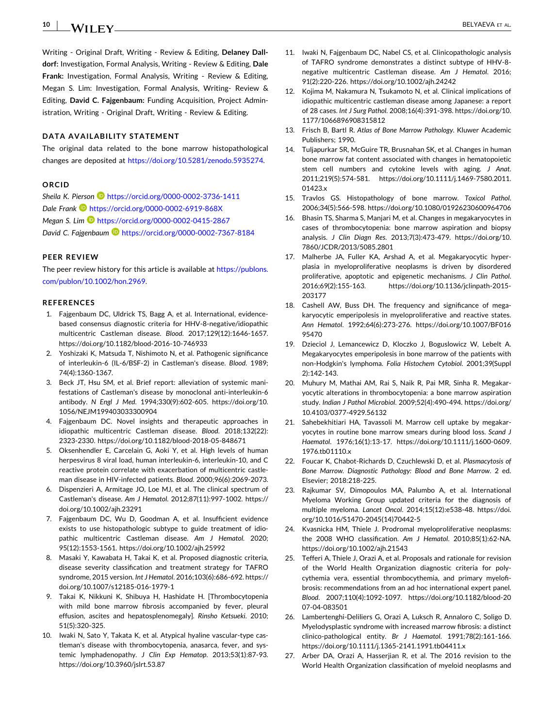Writing - Original Draft, Writing - Review & Editing, **Delaney Dalldorf:** Investigation, Formal Analysis, Writing - Review & Editing, **Dale Frank:** Investigation, Formal Analysis, Writing - Review & Editing, Megan S. Lim: Investigation, Formal Analysis, Writing- Review & Editing, **David C. Fajgenbaum:** Funding Acquisition, Project Administration, Writing - Original Draft, Writing - Review & Editing.

## DATA AVAILABILITY STATEMENT

The original data related to the bone marrow histopathological changes are deposited at https://doi.org/10.5281/zenodo.5935274.

## ORCID

*Sheila K. Pierson* https://orcid.org/0000-0002-3736-1411
*Dale Frank* https://orcid.org/0000-0002-6919-868X
*Megan S. Lim* https://orcid.org/0000-0002-0415-2867
*David C. Fajgenbaum* https://orcid.org/0000-0002-7367-8184

## PEER REVIEW

The peer review history for this article is available at https://publons.com/publon/10.1002/hon.2969.

## REFERENCES

1. Fajgenbaum DC, Uldrick TS, Bagg A, et al. International, evidence-based consensus diagnostic criteria for HHV-8-negative/idiopathic multicentric Castleman disease. *Blood*. 2017;129(12):1646-1657. https://doi.org/10.1182/blood-2016-10-746933
2. Yoshizaki K, Matsuda T, Nishimoto N, et al. Pathogenic significance of interleukin-6 (IL-6/BSF-2) in Castleman's disease. *Blood*. 1989; 74(4):1360-1367.
3. Beck JT, Hsu SM, et al. Brief report: alleviation of systemic manifestations of Castleman's disease by monoclonal anti-interleukin-6 antibody. *N Engl J Med*. 1994;330(9):602-605. https://doi.org/10.1056/NEJM199403033300904
4. Fajgenbaum DC. Novel insights and therapeutic approaches in idiopathic multicentric Castleman disease. *Blood*. 2018;132(22):2323-2330. https://doi.org/10.1182/blood-2018-05-848671
5. Oksenhendler E, Carcelain G, Aoki Y, et al. High levels of human herpesvirus 8 viral load, human interleukin-6, interleukin-10, and C reactive protein correlate with exacerbation of multicentric castleman disease in HIV-infected patients. *Blood*. 2000;96(6):2069-2073.
6. Dispenzieri A, Armitage JO, Loe MJ, et al. The clinical spectrum of Castleman's disease. *Am J Hematol*. 2012;87(11):997-1002. https://doi.org/10.1002/ajh.23291
7. Fajgenbaum DC, Wu D, Goodman A, et al. Insufficient evidence exists to use histopathologic subtype to guide treatment of idiopathic multicentric Castleman disease. *Am J Hematol*. 2020; 95(12):1553-1561. https://doi.org/10.1002/ajh.25992
8. Masaki Y, Kawabata H, Takai K, et al. Proposed diagnostic criteria, disease severity classification and treatment strategy for TAFRO syndrome, 2015 version. *Int J Hematol*. 2016;103(6):686-692. https://doi.org/10.1007/s12185-016-1979-1
9. Takai K, Nikkuni K, Shibuya H, Hashidate H. [Thrombocytopenia with mild bone marrow fibrosis accompanied by fever, pleural effusion, ascites and hepatosplenomegaly]. *Rinsho Ketsueki*. 2010; 51(5):320-325.
10. Iwaki N, Sato Y, Takata K, et al. Atypical hyaline vascular-type castleman's disease with thrombocytopenia, anasarca, fever, and systemic lymphadenopathy. *J Clin Exp Hematop*. 2013;53(1):87-93. https://doi.org/10.3960/jslrt.53.87
11. Iwaki N, Fajgenbaum DC, Nabel CS, et al. Clinicopathologic analysis of TAFRO syndrome demonstrates a distinct subtype of HHV-8-negative multicentric Castleman disease. *Am J Hematol*. 2016; 91(2):220-226. https://doi.org/10.1002/ajh.24242
12. Kojima M, Nakamura N, Tsukamoto N, et al. Clinical implications of idiopathic multicentric castleman disease among Japanese: a report of 28 cases. *Int J Surg Pathol*. 2008;16(4):391-398. https://doi.org/10.1177/1066896908315812
13. Frisch B, Bartl R. *Atlas of Bone Marrow Pathology*. Kluwer Academic Publishers; 1990.
14. Tuljapurkar SR, McGuire TR, Brusnahan SK, et al. Changes in human bone marrow fat content associated with changes in hematopoietic stem cell numbers and cytokine levels with aging. *J Anat*. 2011;219(5):574-581. https://doi.org/10.1111/j.1469-7580.2011.01423.x
15. Travlos GS. Histopathology of bone marrow. *Toxicol Pathol*. 2006;34(5):566-598. https://doi.org/10.1080/01926230600964706
16. Bhasin TS, Sharma S, Manjari M, et al. Changes in megakaryocytes in cases of thrombocytopenia: bone marrow aspiration and biopsy analysis. *J Clin Diagn Res*. 2013;7(3):473-479. https://doi.org/10.7860/JCDR/2013/5085.2801
17. Malherbe JA, Fuller KA, Arshad A, et al. Megakaryocytic hyperplasia in myeloproliferative neoplasms is driven by disordered proliferative, apoptotic and epigenetic mechanisms. *J Clin Pathol*. 2016;69(2):155-163. https://doi.org/10.1136/jclinpath-2015-203177
18. Cashell AW, Buss DH. The frequency and significance of megakaryocytic emperipolesis in myeloproliferative and reactive states. *Ann Hematol*. 1992;64(6):273-276. https://doi.org/10.1007/BF01695470
19. Dzieciol J, Lemancewicz D, Kloczko J, Boguslowicz W, Lebelt A. Megakaryocytes emperipolesis in bone marrow of the patients with non-Hodgkin's lymphoma. *Folia Histochem Cytobiol*. 2001;39(Suppl 2):142-143.
20. Muhury M, Mathai AM, Rai S, Naik R, Pai MR, Sinha R. Megakaryocytic alterations in thrombocytopenia: a bone marrow aspiration study. *Indian J Pathol Microbiol*. 2009;52(4):490-494. https://doi.org/10.4103/0377-4929.56132
21. Sahebekhitiari HA, Tavassoli M. Marrow cell uptake by megakaryocytes in routine bone marrow smears during blood loss. *Scand J Haematol*. 1976;16(1):13-17. https://doi.org/10.1111/j.1600-0609.1976.tb01110.x
22. Foucar K, Chabot-Richards D, Czuchlewski D, et al. *Plasmacytosis of Bone Marrow. Diagnostic Pathology: Blood and Bone Marrow*. 2 ed. Elsevier; 2018:218-225.
23. Rajkumar SV, Dimopoulos MA, Palumbo A, et al. International Myeloma Working Group updated criteria for the diagnosis of multiple myeloma. *Lancet Oncol*. 2014;15(12):e538-48. https://doi.org/10.1016/S1470-2045(14)70442-5
24. Kvasnicka HM, Thiele J. Prodromal myeloproliferative neoplasms: the 2008 WHO classification. *Am J Hematol*. 2010;85(1):62-NA. https://doi.org/10.1002/ajh.21543
25. Tefferi A, Thiele J, Orazi A, et al. Proposals and rationale for revision of the World Health Organization diagnostic criteria for polycythemia vera, essential thrombocythemia, and primary myelofibrosis: recommendations from an ad hoc international expert panel. *Blood*. 2007;110(4):1092-1097. https://doi.org/10.1182/blood-2007-04-083501
26. Lambertenghi-Deliliers G, Orazi A, Luksch R, Annaloro C, Soligo D. Myelodysplastic syndrome with increased marrow fibrosis: a distinct clinico-pathological entity. *Br J Haematol*. 1991;78(2):161-166. https://doi.org/10.1111/j.1365-2141.1991.tb04411.x
27. Arber DA, Orazi A, Hasserjian R, et al. The 2016 revision to the World Health Organization classification of myeloid neoplasms and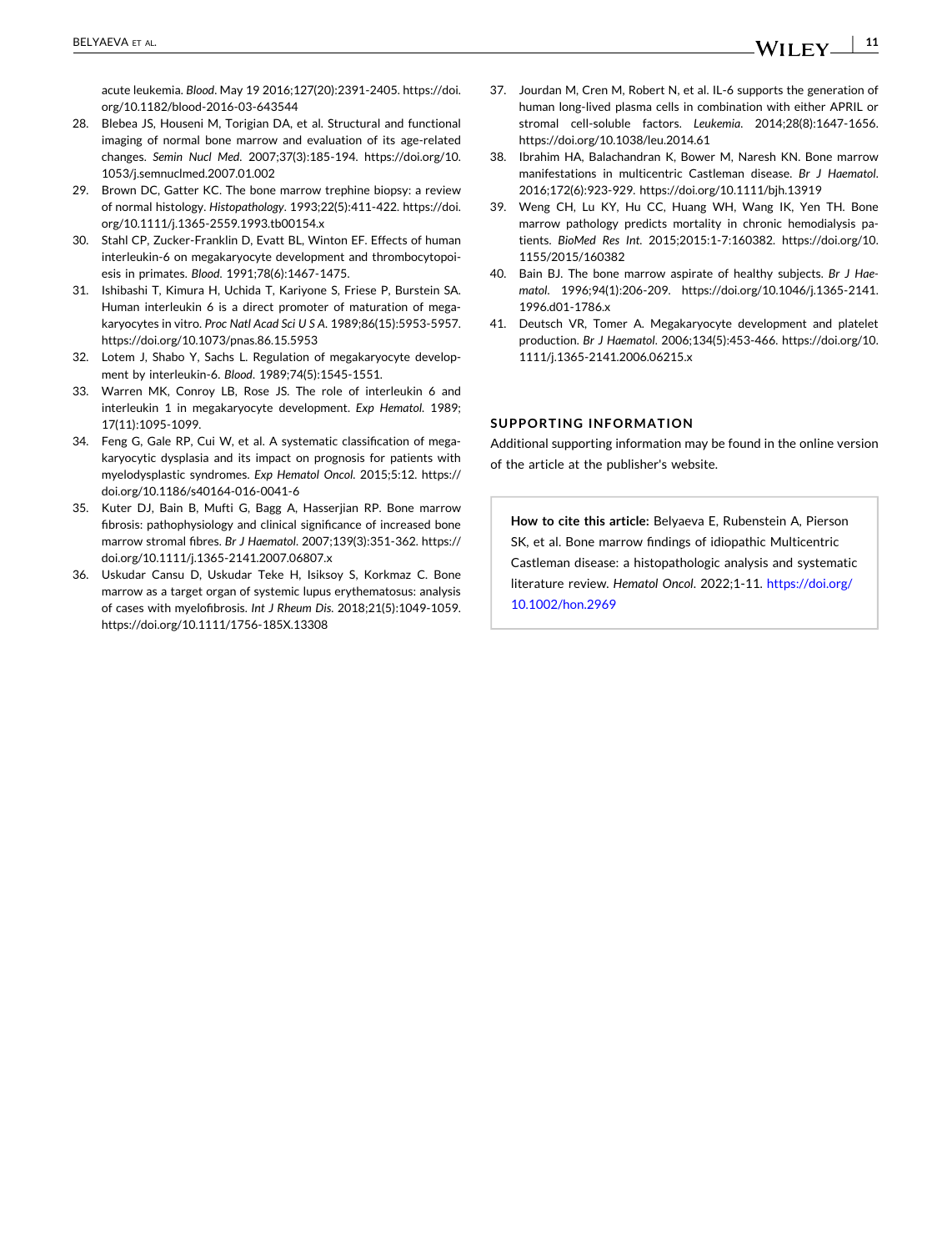acute leukemia. *Blood*. May 19 2016;127(20):2391-2405. https://doi.org/10.1182/blood-2016-03-643544

28. Blebea JS, Houseni M, Torigian DA, et al. Structural and functional imaging of normal bone marrow and evaluation of its age-related changes. *Semin Nucl Med*. 2007;37(3):185-194. https://doi.org/10.1053/j.semnuclmed.2007.01.002
29. Brown DC, Gatter KC. The bone marrow trephine biopsy: a review of normal histology. *Histopathology*. 1993;22(5):411-422. https://doi.org/10.1111/j.1365-2559.1993.tb00154.x
30. Stahl CP, Zucker-Franklin D, Evatt BL, Winton EF. Effects of human interleukin-6 on megakaryocyte development and thrombocytopoiesis in primates. *Blood*. 1991;78(6):1467-1475.
31. Ishibashi T, Kimura H, Uchida T, Kariyone S, Friese P, Burstein SA. Human interleukin 6 is a direct promoter of maturation of megakaryocytes in vitro. *Proc Natl Acad Sci U S A*. 1989;86(15):5953-5957. https://doi.org/10.1073/pnas.86.15.5953
32. Lotem J, Shabo Y, Sachs L. Regulation of megakaryocyte development by interleukin-6. *Blood*. 1989;74(5):1545-1551.
33. Warren MK, Conroy LB, Rose JS. The role of interleukin 6 and interleukin 1 in megakaryocyte development. *Exp Hematol*. 1989;17(11):1095-1099.
34. Feng G, Gale RP, Cui W, et al. A systematic classification of megakaryocytic dysplasia and its impact on prognosis for patients with myelodysplastic syndromes. *Exp Hematol Oncol*. 2015;5:12. https://doi.org/10.1186/s40164-016-0041-6
35. Kuter DJ, Bain B, Mufti G, Bagg A, Hasserjian RP. Bone marrow fibrosis: pathophysiology and clinical significance of increased bone marrow stromal fibres. *Br J Haematol*. 2007;139(3):351-362. https://doi.org/10.1111/j.1365-2141.2007.06807.x
36. Uskudar Cansu D, Uskudar Teke H, Isiksoy S, Korkmaz C. Bone marrow as a target organ of systemic lupus erythematosus: analysis of cases with myelofibrosis. *Int J Rheum Dis*. 2018;21(5):1049-1059. https://doi.org/10.1111/1756-185X.13308
37. Jourdan M, Cren M, Robert N, et al. IL-6 supports the generation of human long-lived plasma cells in combination with either APRIL or stromal cell-soluble factors. *Leukemia*. 2014;28(8):1647-1656. https://doi.org/10.1038/leu.2014.61
38. Ibrahim HA, Balachandran K, Bower M, Naresh KN. Bone marrow manifestations in multicentric Castleman disease. *Br J Haematol*. 2016;172(6):923-929. https://doi.org/10.1111/bjh.13919
39. Weng CH, Lu KY, Hu CC, Huang WH, Wang IK, Yen TH. Bone marrow pathology predicts mortality in chronic hemodialysis patients. *BioMed Res Int*. 2015;2015:1-7:160382. https://doi.org/10.1155/2015/160382
40. Bain BJ. The bone marrow aspirate of healthy subjects. *Br J Haematol*. 1996;94(1):206-209. https://doi.org/10.1046/j.1365-2141.1996.d01-1786.x
41. Deutsch VR, Tomer A. Megakaryocyte development and platelet production. *Br J Haematol*. 2006;134(5):453-466. https://doi.org/10.1111/j.1365-2141.2006.06215.x

## SUPPORTING INFORMATION

Additional supporting information may be found in the online version of the article at the publisher's website.

**How to cite this article:** Belyaeva E, Rubenstein A, Pierson SK, et al. Bone marrow findings of idiopathic Multicentric Castleman disease: a histopathologic analysis and systematic literature review. *Hematol Oncol*. 2022;1-11. https://doi.org/10.1002/hon.2969